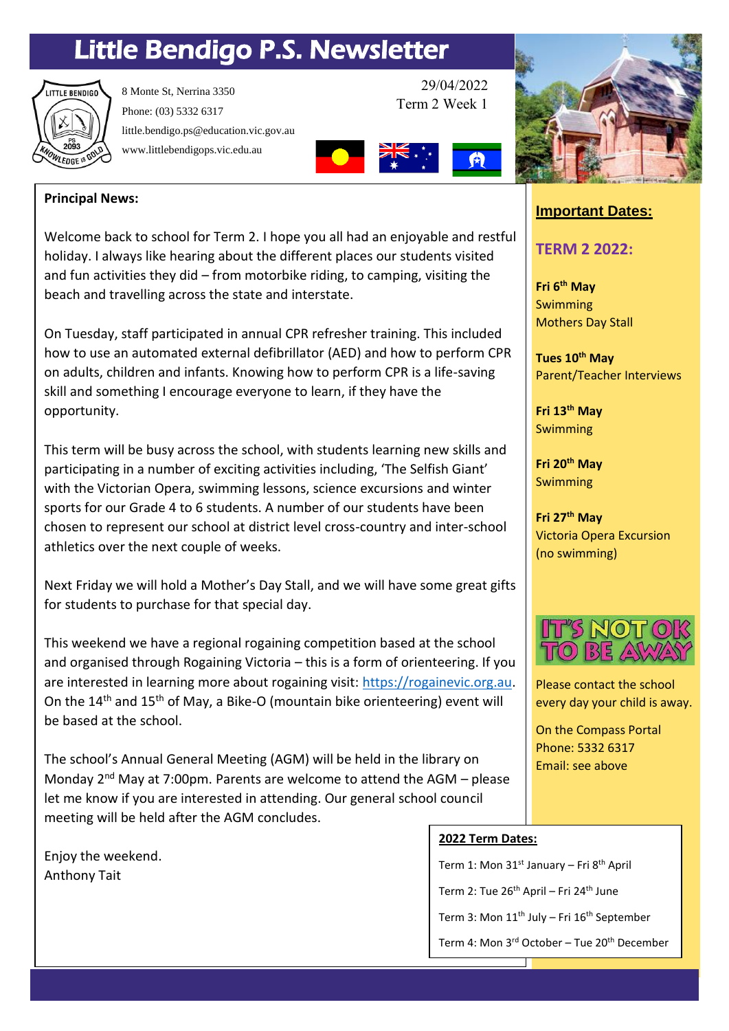# Little Bendigo P.S. Newsletter

8 Monte St, Nerrina 3350
Phone: (03) 5332 6317
little.bendigo.ps@education.vic.gov.au
www.littlebendigops.vic.edu.au

29/04/2022
Term 2 Week 1

**Principal News:**

Welcome back to school for Term 2. I hope you all had an enjoyable and restful holiday. I always like hearing about the different places our students visited and fun activities they did – from motorbike riding, to camping, visiting the beach and travelling across the state and interstate.

On Tuesday, staff participated in annual CPR refresher training. This included how to use an automated external defibrillator (AED) and how to perform CPR on adults, children and infants. Knowing how to perform CPR is a life-saving skill and something I encourage everyone to learn, if they have the opportunity.

This term will be busy across the school, with students learning new skills and participating in a number of exciting activities including, 'The Selfish Giant' with the Victorian Opera, swimming lessons, science excursions and winter sports for our Grade 4 to 6 students. A number of our students have been chosen to represent our school at district level cross-country and inter-school athletics over the next couple of weeks.

Next Friday we will hold a Mother's Day Stall, and we will have some great gifts for students to purchase for that special day.

This weekend we have a regional rogaining competition based at the school and organised through Rogaining Victoria – this is a form of orienteering. If you are interested in learning more about rogaining visit: https://rogainevic.org.au. On the 14th and 15th of May, a Bike-O (mountain bike orienteering) event will be based at the school.

The school's Annual General Meeting (AGM) will be held in the library on Monday 2nd May at 7:00pm. Parents are welcome to attend the AGM – please let me know if you are interested in attending. Our general school council meeting will be held after the AGM concludes.

Enjoy the weekend.
Anthony Tait

## Important Dates:

### TERM 2 2022:

**Fri 6th May**
Swimming
Mothers Day Stall

**Tues 10th May**
Parent/Teacher Interviews

**Fri 13th May**
Swimming

**Fri 20th May**
Swimming

**Fri 27th May**
Victoria Opera Excursion
(no swimming)

**IT'S NOT OK TO BE AWAY**

Please contact the school every day your child is away.

On the Compass Portal
Phone: 5332 6317
Email: see above

**2022 Term Dates:**

Term 1: Mon 31st January – Fri 8th April

Term 2: Tue 26th April – Fri 24th June

Term 3: Mon 11th July – Fri 16th September

Term 4: Mon 3rd October – Tue 20th December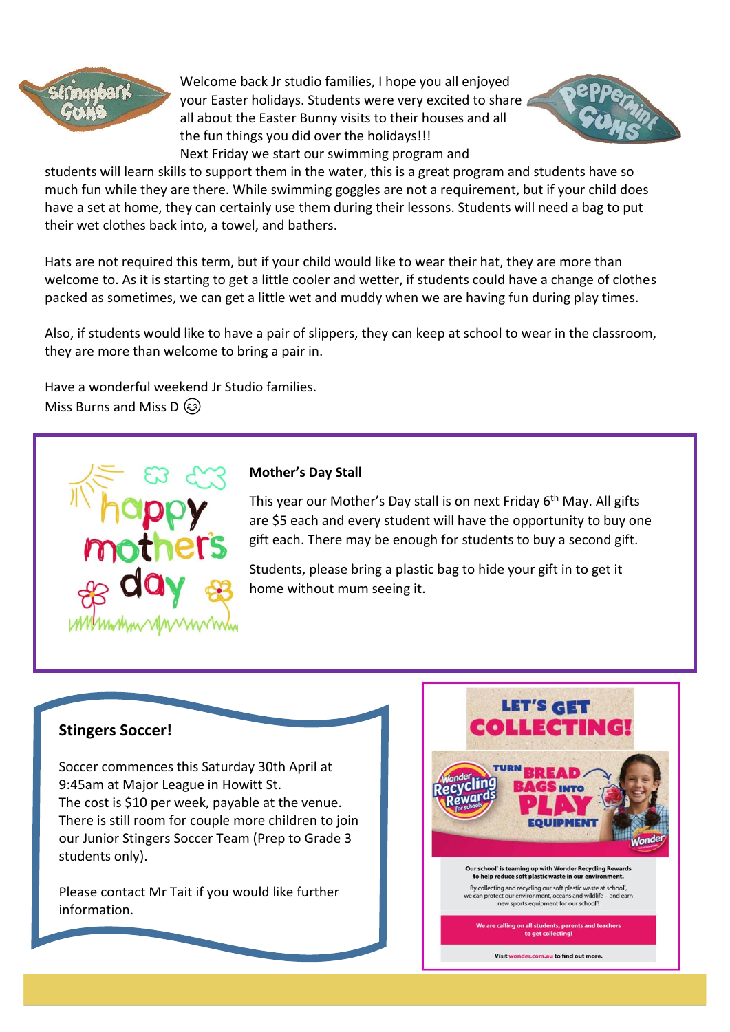Welcome back Jr studio families, I hope you all enjoyed your Easter holidays. Students were very excited to share all about the Easter Bunny visits to their houses and all the fun things you did over the holidays!!!

Next Friday we start our swimming program and students will learn skills to support them in the water, this is a great program and students have so much fun while they are there. While swimming goggles are not a requirement, but if your child does have a set at home, they can certainly use them during their lessons. Students will need a bag to put their wet clothes back into, a towel, and bathers.

Hats are not required this term, but if your child would like to wear their hat, they are more than welcome to. As it is starting to get a little cooler and wetter, if students could have a change of clothes packed as sometimes, we can get a little wet and muddy when we are having fun during play times.

Also, if students would like to have a pair of slippers, they can keep at school to wear in the classroom, they are more than welcome to bring a pair in.

Have a wonderful weekend Jr Studio families.
Miss Burns and Miss D ☺

**Mother's Day Stall**

This year our Mother's Day stall is on next Friday 6th May. All gifts are $5 each and every student will have the opportunity to buy one gift each. There may be enough for students to buy a second gift.

Students, please bring a plastic bag to hide your gift in to get it home without mum seeing it.

**Stingers Soccer!**

Soccer commences this Saturday 30th April at 9:45am at Major League in Howitt St.
The cost is $10 per week, payable at the venue.
There is still room for couple more children to join our Junior Stingers Soccer Team (Prep to Grade 3 students only).

Please contact Mr Tait if you would like further information.

**LET'S GET COLLECTING!**

Wonder Recycling Rewards for schools — TURN BREAD BAGS INTO PLAY EQUIPMENT

Our school is teaming up with Wonder Recycling Rewards to help reduce soft plastic waste in our environment.

By collecting and recycling our soft plastic waste at school, we can protect our environment, oceans and wildlife – and earn new sports equipment for our school!

We are calling on all students, parents and teachers to get collecting!

Visit wonder.com.au to find out more.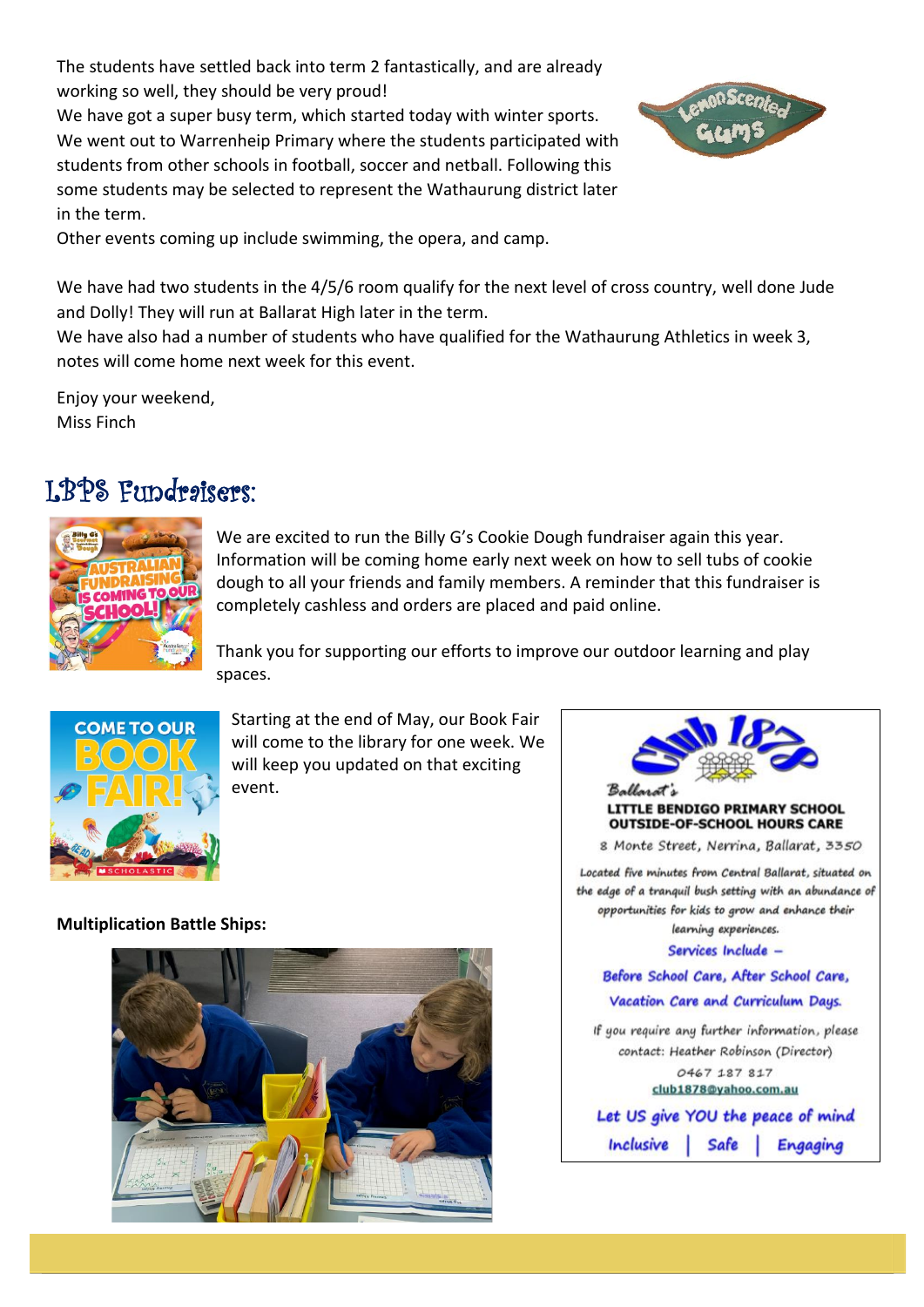The students have settled back into term 2 fantastically, and are already working so well, they should be very proud!
We have got a super busy term, which started today with winter sports. We went out to Warrenheip Primary where the students participated with students from other schools in football, soccer and netball. Following this some students may be selected to represent the Wathaurung district later in the term.
Other events coming up include swimming, the opera, and camp.

We have had two students in the 4/5/6 room qualify for the next level of cross country, well done Jude and Dolly! They will run at Ballarat High later in the term.
We have also had a number of students who have qualified for the Wathaurung Athletics in week 3, notes will come home next week for this event.

Enjoy your weekend,
Miss Finch

## LBPS Fundraisers:

We are excited to run the Billy G's Cookie Dough fundraiser again this year. Information will be coming home early next week on how to sell tubs of cookie dough to all your friends and family members. A reminder that this fundraiser is completely cashless and orders are placed and paid online.

Thank you for supporting our efforts to improve our outdoor learning and play spaces.

Starting at the end of May, our Book Fair will come to the library for one week. We will keep you updated on that exciting event.

**Multiplication Battle Ships:**

Club 1878

Ballarat's
**LITTLE BENDIGO PRIMARY SCHOOL OUTSIDE-OF-SCHOOL HOURS CARE**

8 Monte Street, Nerrina, Ballarat, 3350

Located five minutes from Central Ballarat, situated on the edge of a tranquil bush setting with an abundance of opportunities for kids to grow and enhance their learning experiences.

Services Include –

Before School Care, After School Care, Vacation Care and Curriculum Days.

If you require any further information, please contact: Heather Robinson (Director)
0467 187 817
club1878@yahoo.com.au

Let US give YOU the peace of mind

Inclusive | Safe | Engaging